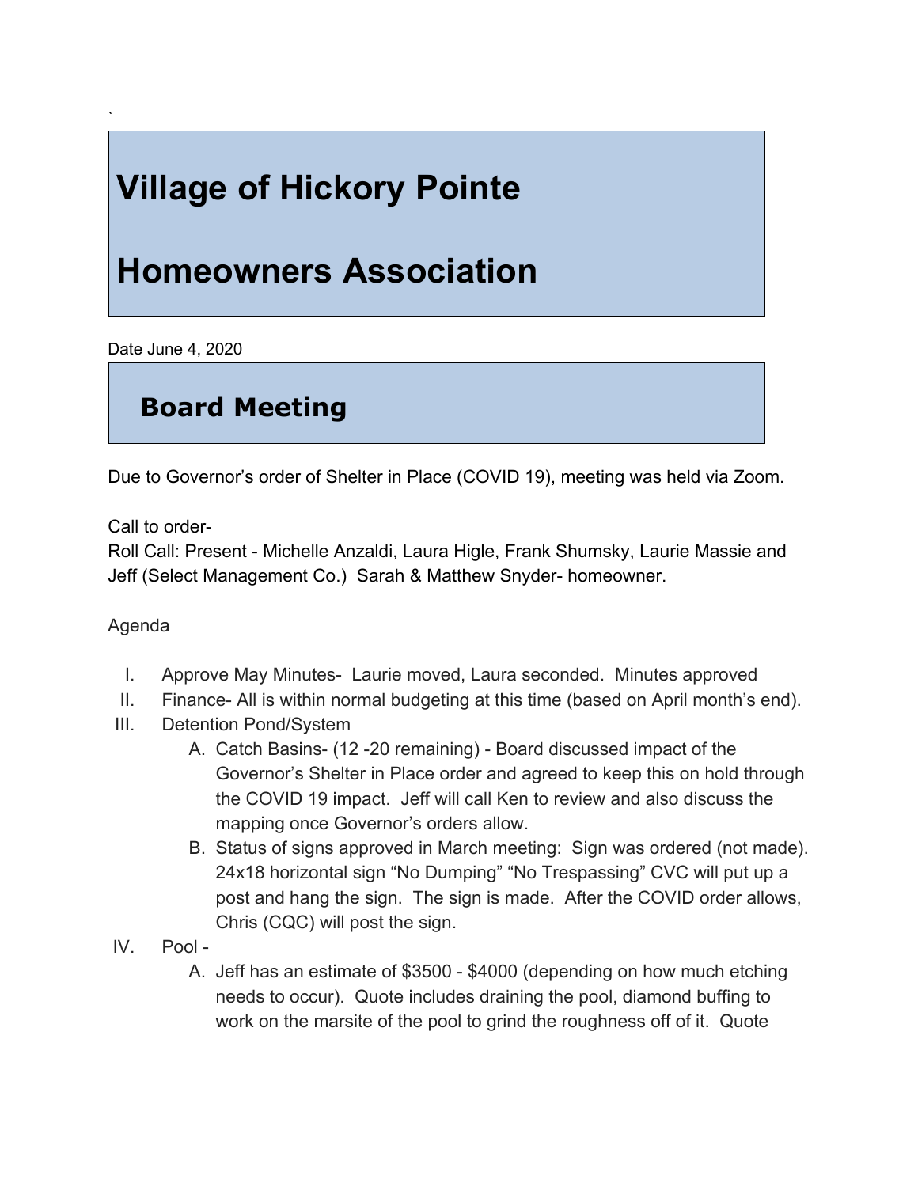`

# Village of Hickory Pointe

# Homeowners Association

Date June 4, 2020

## Board Meeting

Due to Governor's order of Shelter in Place (COVID 19), meeting was held via Zoom.

Call to order-

Roll Call: Present - Michelle Anzaldi, Laura Higle, Frank Shumsky, Laurie Massie and Jeff (Select Management Co.) Sarah & Matthew Snyder- homeowner.

Agenda

I. Approve May Minutes- Laurie moved, Laura seconded. Minutes approved

II. Finance- All is within normal budgeting at this time (based on April month's end).

III. Detention Pond/System

   A. Catch Basins- (12 -20 remaining) - Board discussed impact of the Governor's Shelter in Place order and agreed to keep this on hold through the COVID 19 impact. Jeff will call Ken to review and also discuss the mapping once Governor's orders allow.

   B. Status of signs approved in March meeting: Sign was ordered (not made). 24x18 horizontal sign "No Dumping" "No Trespassing" CVC will put up a post and hang the sign. The sign is made. After the COVID order allows, Chris (CQC) will post the sign.

IV. Pool -

   A. Jeff has an estimate of $3500 - $4000 (depending on how much etching needs to occur). Quote includes draining the pool, diamond buffing to work on the marsite of the pool to grind the roughness off of it. Quote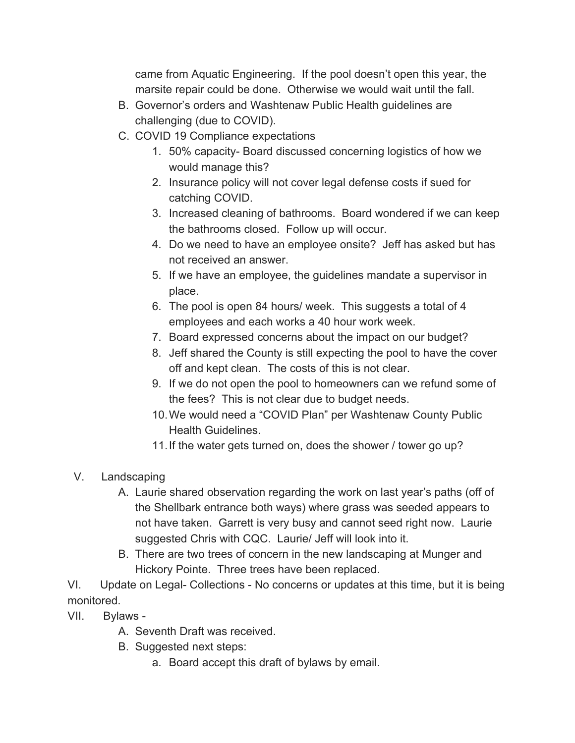came from Aquatic Engineering. If the pool doesn't open this year, the marsite repair could be done. Otherwise we would wait until the fall.

B. Governor's orders and Washtenaw Public Health guidelines are challenging (due to COVID).

C. COVID 19 Compliance expectations

1. 50% capacity- Board discussed concerning logistics of how we would manage this?
2. Insurance policy will not cover legal defense costs if sued for catching COVID.
3. Increased cleaning of bathrooms. Board wondered if we can keep the bathrooms closed. Follow up will occur.
4. Do we need to have an employee onsite? Jeff has asked but has not received an answer.
5. If we have an employee, the guidelines mandate a supervisor in place.
6. The pool is open 84 hours/ week. This suggests a total of 4 employees and each works a 40 hour work week.
7. Board expressed concerns about the impact on our budget?
8. Jeff shared the County is still expecting the pool to have the cover off and kept clean. The costs of this is not clear.
9. If we do not open the pool to homeowners can we refund some of the fees? This is not clear due to budget needs.
10. We would need a "COVID Plan" per Washtenaw County Public Health Guidelines.
11. If the water gets turned on, does the shower / tower go up?

V. Landscaping

A. Laurie shared observation regarding the work on last year's paths (off of the Shellbark entrance both ways) where grass was seeded appears to not have taken. Garrett is very busy and cannot seed right now. Laurie suggested Chris with CQC. Laurie/ Jeff will look into it.

B. There are two trees of concern in the new landscaping at Munger and Hickory Pointe. Three trees have been replaced.

VI. Update on Legal- Collections - No concerns or updates at this time, but it is being monitored.

VII. Bylaws -

A. Seventh Draft was received.

B. Suggested next steps:

a. Board accept this draft of bylaws by email.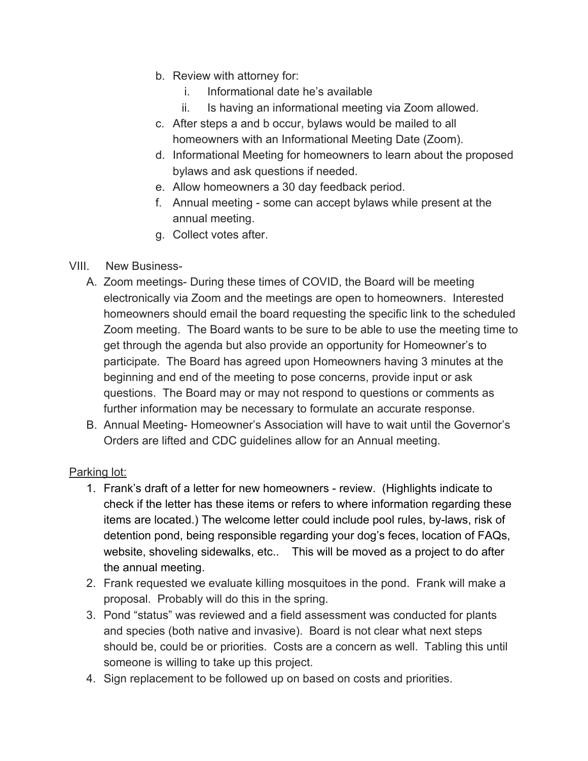b. Review with attorney for:
    i. Informational date he's available
    ii. Is having an informational meeting via Zoom allowed.
c. After steps a and b occur, bylaws would be mailed to all homeowners with an Informational Meeting Date (Zoom).
d. Informational Meeting for homeowners to learn about the proposed bylaws and ask questions if needed.
e. Allow homeowners a 30 day feedback period.
f. Annual meeting - some can accept bylaws while present at the annual meeting.
g. Collect votes after.

VIII. New Business-

A. Zoom meetings- During these times of COVID, the Board will be meeting electronically via Zoom and the meetings are open to homeowners. Interested homeowners should email the board requesting the specific link to the scheduled Zoom meeting. The Board wants to be sure to be able to use the meeting time to get through the agenda but also provide an opportunity for Homeowner's to participate. The Board has agreed upon Homeowners having 3 minutes at the beginning and end of the meeting to pose concerns, provide input or ask questions. The Board may or may not respond to questions or comments as further information may be necessary to formulate an accurate response.

B. Annual Meeting- Homeowner's Association will have to wait until the Governor's Orders are lifted and CDC guidelines allow for an Annual meeting.

<u>Parking lot:</u>

1. Frank's draft of a letter for new homeowners - review. (Highlights indicate to check if the letter has these items or refers to where information regarding these items are located.) The welcome letter could include pool rules, by-laws, risk of detention pond, being responsible regarding your dog's feces, location of FAQs, website, shoveling sidewalks, etc.. This will be moved as a project to do after the annual meeting.
2. Frank requested we evaluate killing mosquitoes in the pond. Frank will make a proposal. Probably will do this in the spring.
3. Pond "status" was reviewed and a field assessment was conducted for plants and species (both native and invasive). Board is not clear what next steps should be, could be or priorities. Costs are a concern as well. Tabling this until someone is willing to take up this project.
4. Sign replacement to be followed up on based on costs and priorities.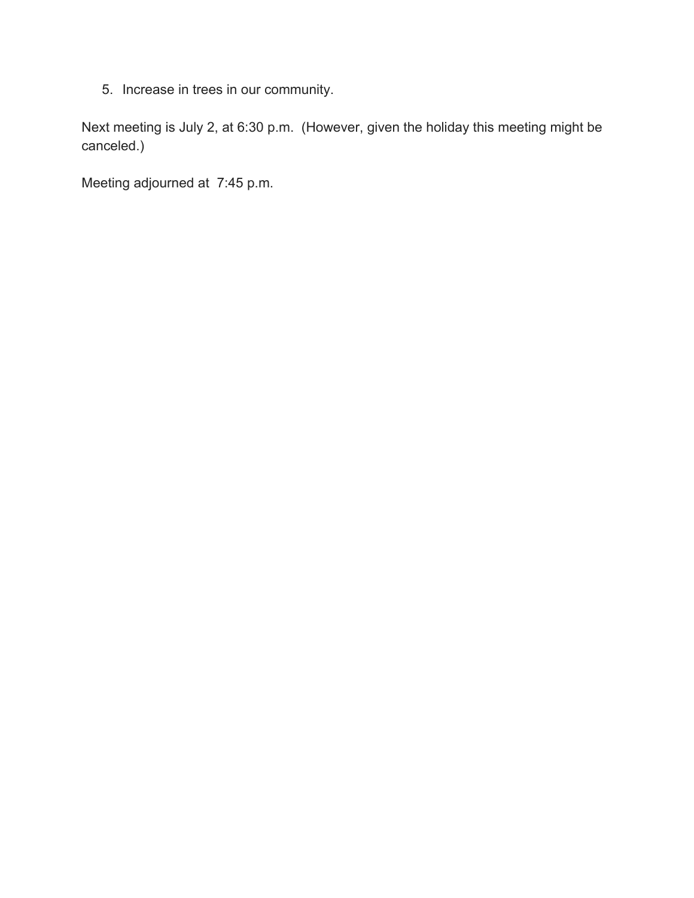5. Increase in trees in our community.

Next meeting is July 2, at 6:30 p.m. (However, given the holiday this meeting might be canceled.)

Meeting adjourned at 7:45 p.m.